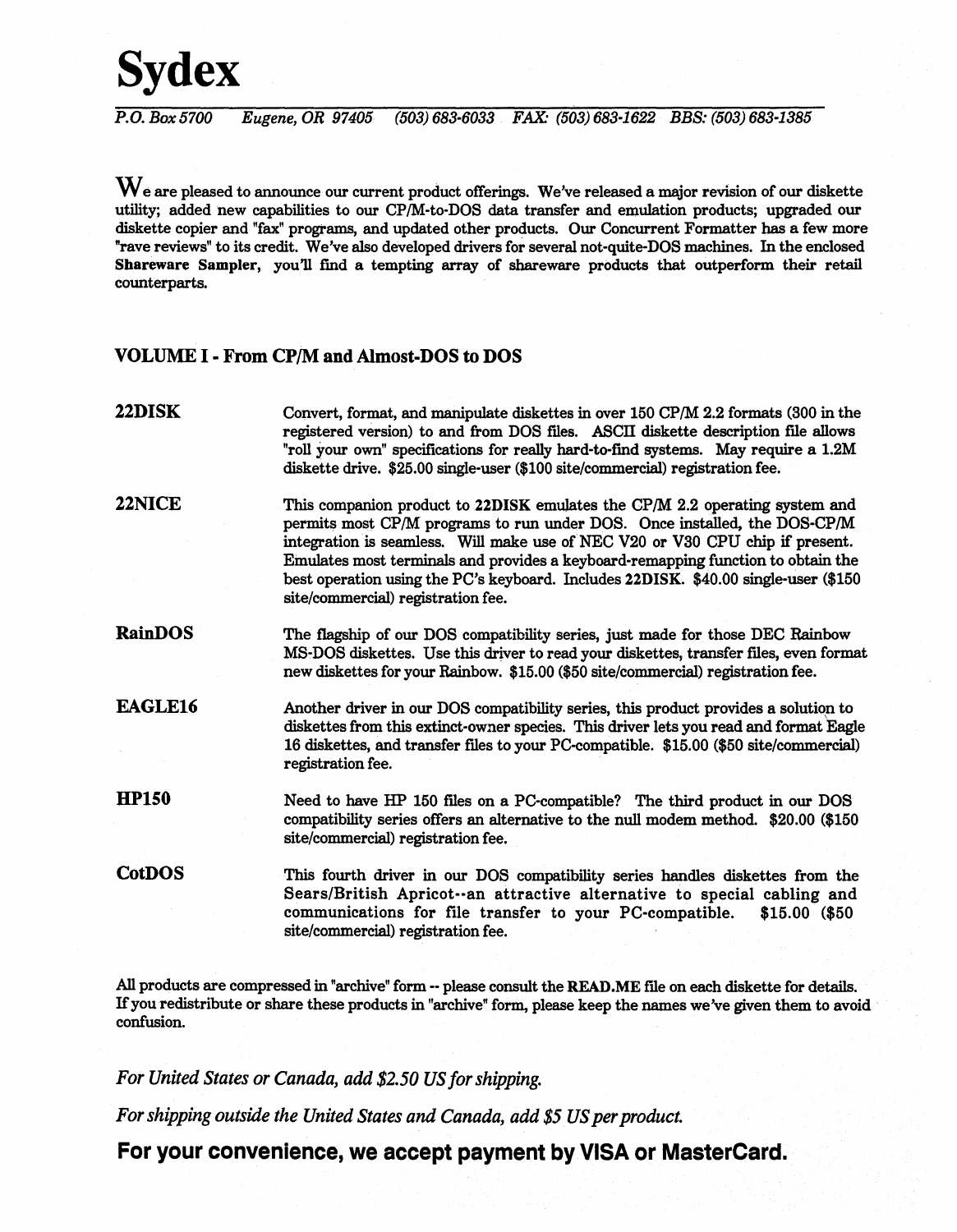# Sydex

*P.O. Box 5700 Eugene, OR 97405 (503) 683-6033 FAX: (503) 683-1622 BBS: (503) 683-1385*

We are pleased to announce our current product offerings. We've released a major revision of our diskette utility; added new capabilities to our CP/M-to-DOS data transfer and emulation products; upgraded our diskette copier and "fax" programs, and updated other products. Our Concurrent Formatter has a few more "rave reviews" to its credit. We've also developed drivers for several not-quite-DOS machines. In the enclosed **Shareware Sampler**, you'll find a tempting array of shareware products that outperform their retail counterparts.

## VOLUME I - From CP/M and Almost-DOS to DOS

**22DISK** — Convert, format, and manipulate diskettes in over 150 CP/M 2.2 formats (300 in the registered version) to and from DOS files. ASCII diskette description file allows "roll your own" specifications for really hard-to-find systems. May require a 1.2M diskette drive. $25.00 single-user ($100 site/commercial) registration fee.

**22NICE** — This companion product to **22DISK** emulates the CP/M 2.2 operating system and permits most CP/M programs to run under DOS. Once installed, the DOS-CP/M integration is seamless. Will make use of NEC V20 or V30 CPU chip if present. Emulates most terminals and provides a keyboard-remapping function to obtain the best operation using the PC's keyboard. Includes **22DISK**. $40.00 single-user ($150 site/commercial) registration fee.

**RainDOS** — The flagship of our DOS compatibility series, just made for those DEC Rainbow MS-DOS diskettes. Use this driver to read your diskettes, transfer files, even format new diskettes for your Rainbow. $15.00 ($50 site/commercial) registration fee.

**EAGLE16** — Another driver in our DOS compatibility series, this product provides a solution to diskettes from this extinct-owner species. This driver lets you read and format Eagle 16 diskettes, and transfer files to your PC-compatible. $15.00 ($50 site/commercial) registration fee.

**HP150** — Need to have HP 150 files on a PC-compatible? The third product in our DOS compatibility series offers an alternative to the null modem method. $20.00 ($150 site/commercial) registration fee.

**CotDOS** — This fourth driver in our DOS compatibility series handles diskettes from the Sears/British Apricot--an attractive alternative to special cabling and communications for file transfer to your PC-compatible. $15.00 ($50 site/commercial) registration fee.

All products are compressed in "archive" form -- please consult the **READ.ME** file on each diskette for details. If you redistribute or share these products in "archive" form, please keep the names we've given them to avoid confusion.

*For United States or Canada, add $2.50 US for shipping.*

*For shipping outside the United States and Canada, add $5 US per product.*

**For your convenience, we accept payment by VISA or MasterCard.**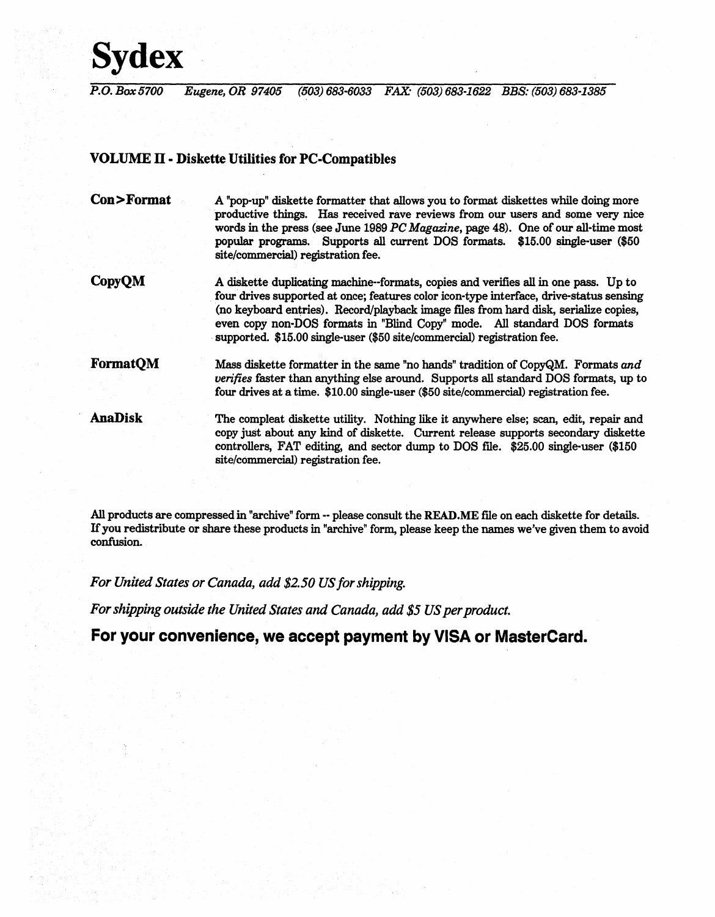# Sydex

*P.O. Box 5700 Eugene, OR 97405 (503) 683-6033 FAX: (503) 683-1622 BBS: (503) 683-1385*

## VOLUME II - Diskette Utilities for PC-Compatibles

**Con>Format**

A "pop-up" diskette formatter that allows you to format diskettes while doing more productive things. Has received rave reviews from our users and some very nice words in the press (see June 1989 *PC Magazine*, page 48). One of our all-time most popular programs. Supports all current DOS formats. $15.00 single-user ($50 site/commercial) registration fee.

**CopyQM**

A diskette duplicating machine--formats, copies and verifies all in one pass. Up to four drives supported at once; features color icon-type interface, drive-status sensing (no keyboard entries). Record/playback image files from hard disk, serialize copies, even copy non-DOS formats in "Blind Copy" mode. All standard DOS formats supported. $15.00 single-user ($50 site/commercial) registration fee.

**FormatQM**

Mass diskette formatter in the same "no hands" tradition of CopyQM. Formats *and verifies* faster than anything else around. Supports all standard DOS formats, up to four drives at a time. $10.00 single-user ($50 site/commercial) registration fee.

**AnaDisk**

The compleat diskette utility. Nothing like it anywhere else; scan, edit, repair and copy just about any kind of diskette. Current release supports secondary diskette controllers, FAT editing, and sector dump to DOS file. $25.00 single-user ($150 site/commercial) registration fee.

All products are compressed in "archive" form -- please consult the **READ.ME** file on each diskette for details. If you redistribute or share these products in "archive" form, please keep the names we've given them to avoid confusion.

*For United States or Canada, add $2.50 US for shipping.*

*For shipping outside the United States and Canada, add $5 US per product.*

**For your convenience, we accept payment by VISA or MasterCard.**